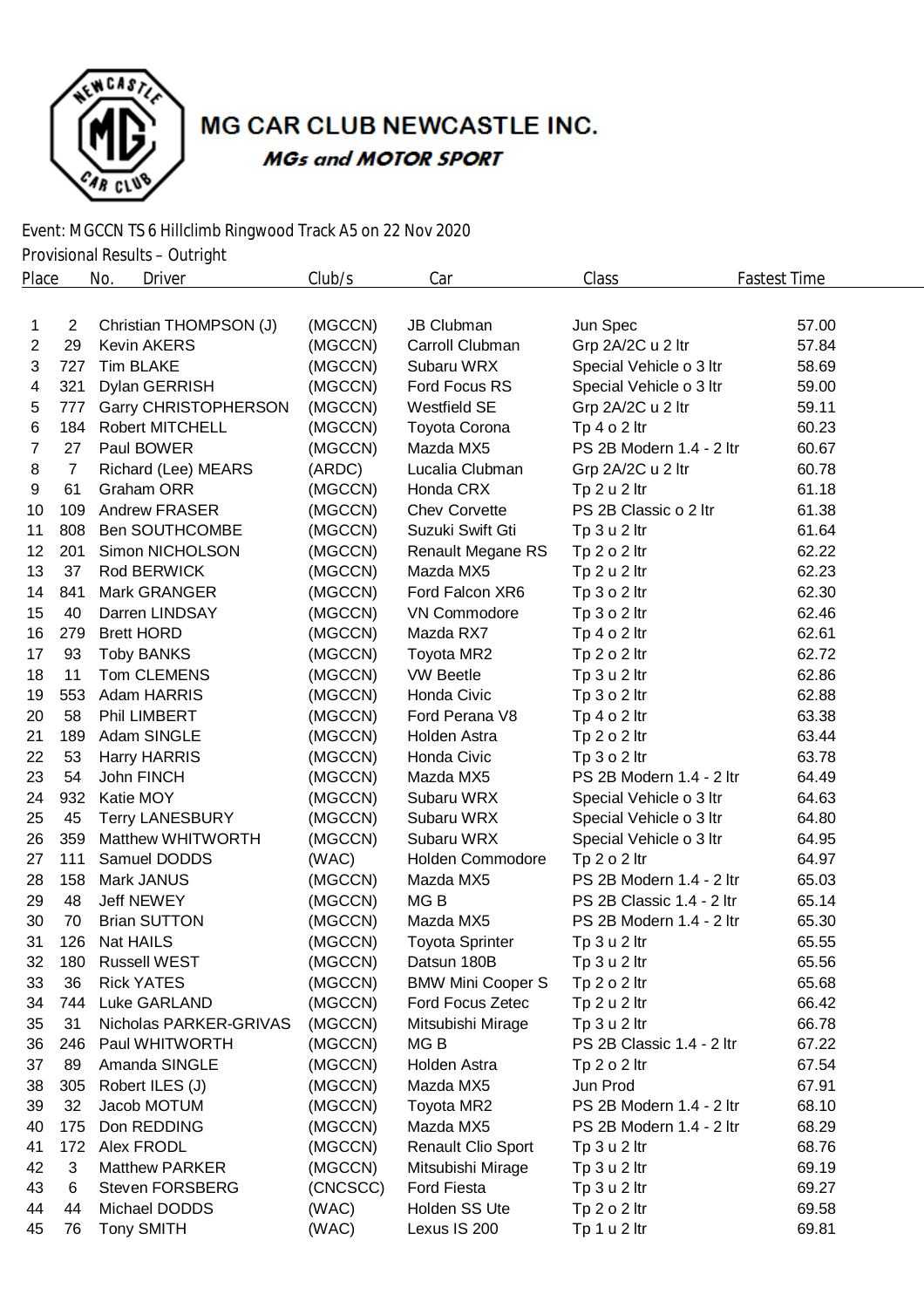# MG CAR CLUB NEWCASTLE INC.

***MGs and MOTOR SPORT***

Event: MGCCN TS 6 Hillclimb Ringwood Track A5 on 22 Nov 2020

Provisional Results – Outright

| Place | No. | Driver | Club/s | Car | Class | Fastest Time |
|---|---|---|---|---|---|---|
| 1 | 2 | Christian THOMPSON (J) | (MGCCN) | JB Clubman | Jun Spec | 57.00 |
| 2 | 29 | Kevin AKERS | (MGCCN) | Carroll Clubman | Grp 2A/2C u 2 ltr | 57.84 |
| 3 | 727 | Tim BLAKE | (MGCCN) | Subaru WRX | Special Vehicle o 3 ltr | 58.69 |
| 4 | 321 | Dylan GERRISH | (MGCCN) | Ford Focus RS | Special Vehicle o 3 ltr | 59.00 |
| 5 | 777 | Garry CHRISTOPHERSON | (MGCCN) | Westfield SE | Grp 2A/2C u 2 ltr | 59.11 |
| 6 | 184 | Robert MITCHELL | (MGCCN) | Toyota Corona | Tp 4 o 2 ltr | 60.23 |
| 7 | 27 | Paul BOWER | (MGCCN) | Mazda MX5 | PS 2B Modern 1.4 - 2 ltr | 60.67 |
| 8 | 7 | Richard (Lee) MEARS | (ARDC) | Lucalia Clubman | Grp 2A/2C u 2 ltr | 60.78 |
| 9 | 61 | Graham ORR | (MGCCN) | Honda CRX | Tp 2 u 2 ltr | 61.18 |
| 10 | 109 | Andrew FRASER | (MGCCN) | Chev Corvette | PS 2B Classic o 2 ltr | 61.38 |
| 11 | 808 | Ben SOUTHCOMBE | (MGCCN) | Suzuki Swift Gti | Tp 3 u 2 ltr | 61.64 |
| 12 | 201 | Simon NICHOLSON | (MGCCN) | Renault Megane RS | Tp 2 o 2 ltr | 62.22 |
| 13 | 37 | Rod BERWICK | (MGCCN) | Mazda MX5 | Tp 2 u 2 ltr | 62.23 |
| 14 | 841 | Mark GRANGER | (MGCCN) | Ford Falcon XR6 | Tp 3 o 2 ltr | 62.30 |
| 15 | 40 | Darren LINDSAY | (MGCCN) | VN Commodore | Tp 3 o 2 ltr | 62.46 |
| 16 | 279 | Brett HORD | (MGCCN) | Mazda RX7 | Tp 4 o 2 ltr | 62.61 |
| 17 | 93 | Toby BANKS | (MGCCN) | Toyota MR2 | Tp 2 o 2 ltr | 62.72 |
| 18 | 11 | Tom CLEMENS | (MGCCN) | VW Beetle | Tp 3 u 2 ltr | 62.86 |
| 19 | 553 | Adam HARRIS | (MGCCN) | Honda Civic | Tp 3 o 2 ltr | 62.88 |
| 20 | 58 | Phil LIMBERT | (MGCCN) | Ford Perana V8 | Tp 4 o 2 ltr | 63.38 |
| 21 | 189 | Adam SINGLE | (MGCCN) | Holden Astra | Tp 2 o 2 ltr | 63.44 |
| 22 | 53 | Harry HARRIS | (MGCCN) | Honda Civic | Tp 3 o 2 ltr | 63.78 |
| 23 | 54 | John FINCH | (MGCCN) | Mazda MX5 | PS 2B Modern 1.4 - 2 ltr | 64.49 |
| 24 | 932 | Katie MOY | (MGCCN) | Subaru WRX | Special Vehicle o 3 ltr | 64.63 |
| 25 | 45 | Terry LANESBURY | (MGCCN) | Subaru WRX | Special Vehicle o 3 ltr | 64.80 |
| 26 | 359 | Matthew WHITWORTH | (MGCCN) | Subaru WRX | Special Vehicle o 3 ltr | 64.95 |
| 27 | 111 | Samuel DODDS | (WAC) | Holden Commodore | Tp 2 o 2 ltr | 64.97 |
| 28 | 158 | Mark JANUS | (MGCCN) | Mazda MX5 | PS 2B Modern 1.4 - 2 ltr | 65.03 |
| 29 | 48 | Jeff NEWEY | (MGCCN) | MG B | PS 2B Classic 1.4 - 2 ltr | 65.14 |
| 30 | 70 | Brian SUTTON | (MGCCN) | Mazda MX5 | PS 2B Modern 1.4 - 2 ltr | 65.30 |
| 31 | 126 | Nat HAILS | (MGCCN) | Toyota Sprinter | Tp 3 u 2 ltr | 65.55 |
| 32 | 180 | Russell WEST | (MGCCN) | Datsun 180B | Tp 3 u 2 ltr | 65.56 |
| 33 | 36 | Rick YATES | (MGCCN) | BMW Mini Cooper S | Tp 2 o 2 ltr | 65.68 |
| 34 | 744 | Luke GARLAND | (MGCCN) | Ford Focus Zetec | Tp 2 u 2 ltr | 66.42 |
| 35 | 31 | Nicholas PARKER-GRIVAS | (MGCCN) | Mitsubishi Mirage | Tp 3 u 2 ltr | 66.78 |
| 36 | 246 | Paul WHITWORTH | (MGCCN) | MG B | PS 2B Classic 1.4 - 2 ltr | 67.22 |
| 37 | 89 | Amanda SINGLE | (MGCCN) | Holden Astra | Tp 2 o 2 ltr | 67.54 |
| 38 | 305 | Robert ILES (J) | (MGCCN) | Mazda MX5 | Jun Prod | 67.91 |
| 39 | 32 | Jacob MOTUM | (MGCCN) | Toyota MR2 | PS 2B Modern 1.4 - 2 ltr | 68.10 |
| 40 | 175 | Don REDDING | (MGCCN) | Mazda MX5 | PS 2B Modern 1.4 - 2 ltr | 68.29 |
| 41 | 172 | Alex FRODL | (MGCCN) | Renault Clio Sport | Tp 3 u 2 ltr | 68.76 |
| 42 | 3 | Matthew PARKER | (MGCCN) | Mitsubishi Mirage | Tp 3 u 2 ltr | 69.19 |
| 43 | 6 | Steven FORSBERG | (CNCSCC) | Ford Fiesta | Tp 3 u 2 ltr | 69.27 |
| 44 | 44 | Michael DODDS | (WAC) | Holden SS Ute | Tp 2 o 2 ltr | 69.58 |
| 45 | 76 | Tony SMITH | (WAC) | Lexus IS 200 | Tp 1 u 2 ltr | 69.81 |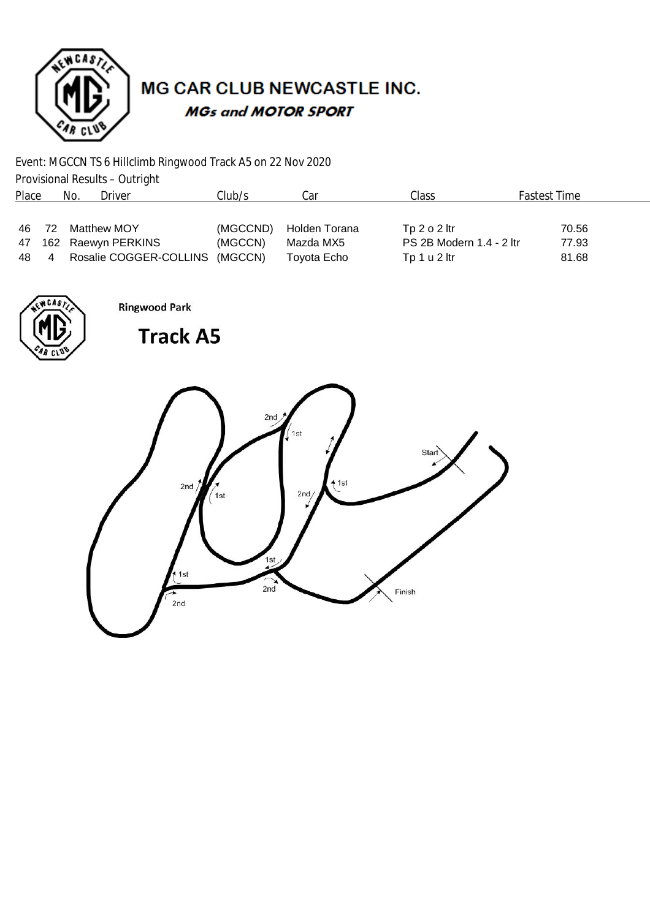# MG CAR CLUB NEWCASTLE INC.

***MGs and MOTOR SPORT***

Event: MGCCN TS 6 Hillclimb Ringwood Track A5 on 22 Nov 2020

Provisional Results – Outright

| Place | No. | Driver | Club/s | Car | Class | Fastest Time |
|---|---|---|---|---|---|---|
| 46 | 72 | Matthew MOY | (MGCCND) | Holden Torana | Tp 2 o 2 ltr | 70.56 |
| 47 | 162 | Raewyn PERKINS | (MGCCN) | Mazda MX5 | PS 2B Modern 1.4 - 2 ltr | 77.93 |
| 48 | 4 | Rosalie COGGER-COLLINS | (MGCCN) | Toyota Echo | Tp 1 u 2 ltr | 81.68 |

Ringwood Park

## Track A5

Start

Finish

2nd

1st

2nd

1st

2nd

1st

1st

2nd

1st

2nd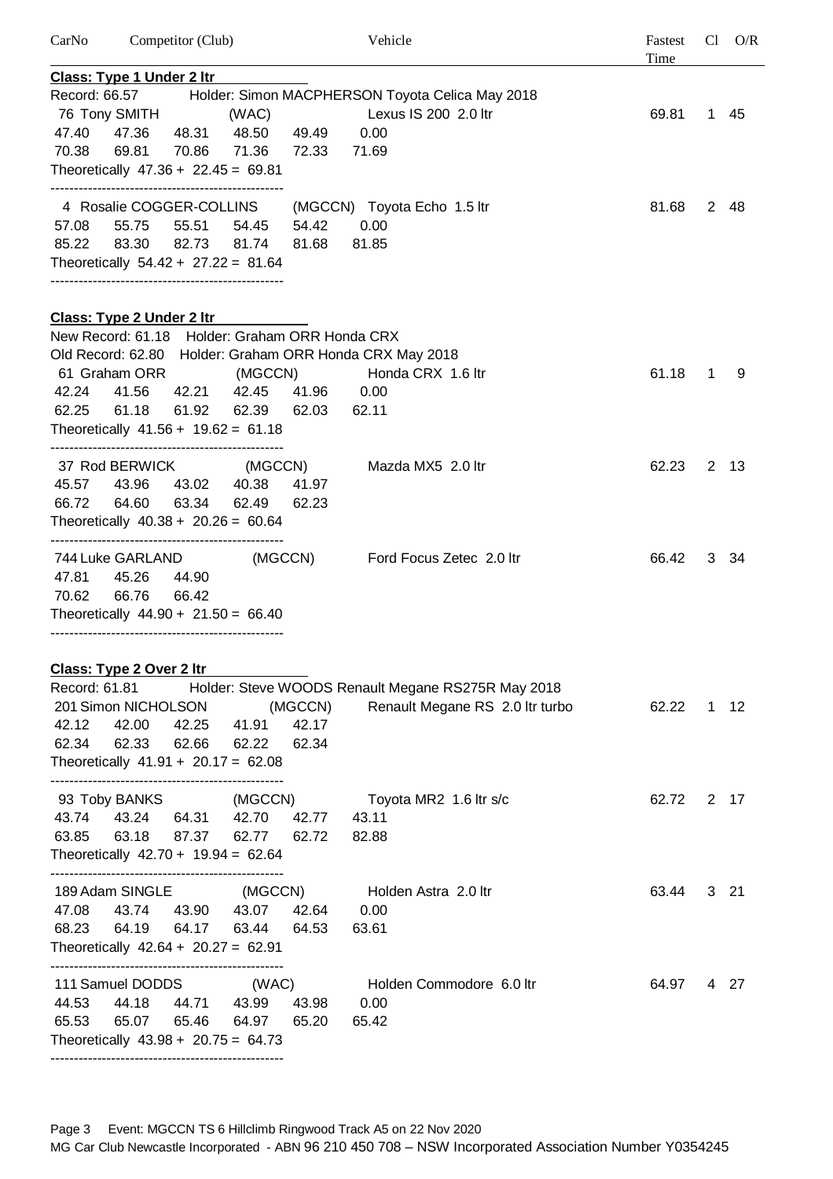| CarNo | Competitor (Club) | Vehicle | Fastest Time | Cl | O/R |
|---|---|---|---|---|---|

**Class: Type 1 Under 2 ltr**

Record: 66.57 Holder: Simon MACPHERSON Toyota Celica May 2018

| CarNo | Competitor (Club) | Vehicle | Fastest Time | Cl | O/R |
|---|---|---|---|---|---|
| 76 | Tony SMITH (WAC) | Lexus IS 200 2.0 ltr | 69.81 | 1 | 45 |

47.40 47.36 48.31 48.50 49.49 0.00
70.38 69.81 70.86 71.36 72.33 71.69
Theoretically 47.36 + 22.45 = 69.81

| CarNo | Competitor (Club) | Vehicle | Fastest Time | Cl | O/R |
|---|---|---|---|---|---|
| 4 | Rosalie COGGER-COLLINS (MGCCN) | Toyota Echo 1.5 ltr | 81.68 | 2 | 48 |

57.08 55.75 55.51 54.45 54.42 0.00
85.22 83.30 82.73 81.74 81.68 81.85
Theoretically 54.42 + 27.22 = 81.64

**Class: Type 2 Under 2 ltr**

New Record: 61.18 Holder: Graham ORR Honda CRX
Old Record: 62.80 Holder: Graham ORR Honda CRX May 2018

| CarNo | Competitor (Club) | Vehicle | Fastest Time | Cl | O/R |
|---|---|---|---|---|---|
| 61 | Graham ORR (MGCCN) | Honda CRX 1.6 ltr | 61.18 | 1 | 9 |

42.24 41.56 42.21 42.45 41.96 0.00
62.25 61.18 61.92 62.39 62.03 62.11
Theoretically 41.56 + 19.62 = 61.18

| CarNo | Competitor (Club) | Vehicle | Fastest Time | Cl | O/R |
|---|---|---|---|---|---|
| 37 | Rod BERWICK (MGCCN) | Mazda MX5 2.0 ltr | 62.23 | 2 | 13 |

45.57 43.96 43.02 40.38 41.97
66.72 64.60 63.34 62.49 62.23
Theoretically 40.38 + 20.26 = 60.64

| CarNo | Competitor (Club) | Vehicle | Fastest Time | Cl | O/R |
|---|---|---|---|---|---|
| 744 | Luke GARLAND (MGCCN) | Ford Focus Zetec 2.0 ltr | 66.42 | 3 | 34 |

47.81 45.26 44.90
70.62 66.76 66.42
Theoretically 44.90 + 21.50 = 66.40

**Class: Type 2 Over 2 ltr**

Record: 61.81 Holder: Steve WOODS Renault Megane RS275R May 2018

| CarNo | Competitor (Club) | Vehicle | Fastest Time | Cl | O/R |
|---|---|---|---|---|---|
| 201 | Simon NICHOLSON (MGCCN) | Renault Megane RS 2.0 ltr turbo | 62.22 | 1 | 12 |

42.12 42.00 42.25 41.91 42.17
62.34 62.33 62.66 62.22 62.34
Theoretically 41.91 + 20.17 = 62.08

| CarNo | Competitor (Club) | Vehicle | Fastest Time | Cl | O/R |
|---|---|---|---|---|---|
| 93 | Toby BANKS (MGCCN) | Toyota MR2 1.6 ltr s/c | 62.72 | 2 | 17 |

43.74 43.24 64.31 42.70 42.77 43.11
63.85 63.18 87.37 62.77 62.72 82.88
Theoretically 42.70 + 19.94 = 62.64

| CarNo | Competitor (Club) | Vehicle | Fastest Time | Cl | O/R |
|---|---|---|---|---|---|
| 189 | Adam SINGLE (MGCCN) | Holden Astra 2.0 ltr | 63.44 | 3 | 21 |

47.08 43.74 43.90 43.07 42.64 0.00
68.23 64.19 64.17 63.44 64.53 63.61
Theoretically 42.64 + 20.27 = 62.91

| CarNo | Competitor (Club) | Vehicle | Fastest Time | Cl | O/R |
|---|---|---|---|---|---|
| 111 | Samuel DODDS (WAC) | Holden Commodore 6.0 ltr | 64.97 | 4 | 27 |

44.53 44.18 44.71 43.99 43.98 0.00
65.53 65.07 65.46 64.97 65.20 65.42
Theoretically 43.98 + 20.75 = 64.73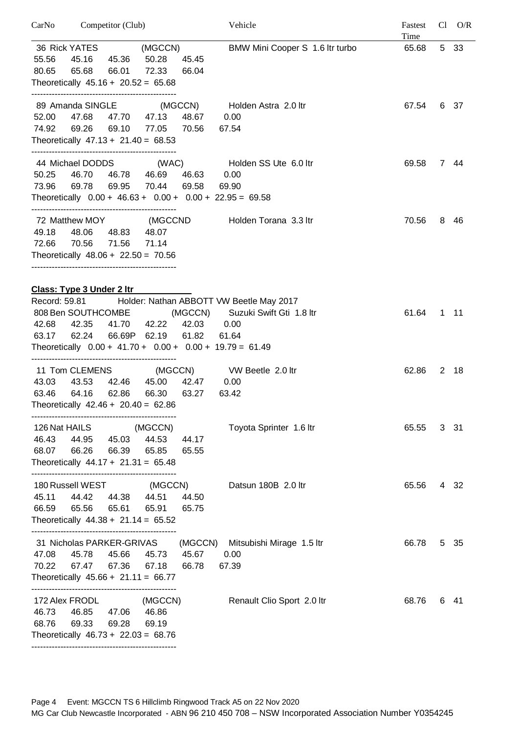| CarNo | Competitor (Club) | Vehicle | Fastest Time | Cl | O/R |
|---|---|---|---|---|---|

36 Rick YATES (MGCCN) BMW Mini Cooper S 1.6 ltr turbo 65.68 5 33
55.56 45.16 45.36 50.28 45.45
80.65 65.68 66.01 72.33 66.04
Theoretically 45.16 + 20.52 = 65.68

--------------------------------------------------

89 Amanda SINGLE (MGCCN) Holden Astra 2.0 ltr 67.54 6 37
52.00 47.68 47.70 47.13 48.67 0.00
74.92 69.26 69.10 77.05 70.56 67.54
Theoretically 47.13 + 21.40 = 68.53

--------------------------------------------------

44 Michael DODDS (WAC) Holden SS Ute 6.0 ltr 69.58 7 44
50.25 46.70 46.78 46.69 46.63 0.00
73.96 69.78 69.95 70.44 69.58 69.90
Theoretically 0.00 + 46.63 + 0.00 + 0.00 + 22.95 = 69.58

--------------------------------------------------

72 Matthew MOY (MGCCND Holden Torana 3.3 ltr 70.56 8 46
49.18 48.06 48.83 48.07
72.66 70.56 71.56 71.14
Theoretically 48.06 + 22.50 = 70.56

--------------------------------------------------

**Class: Type 3 Under 2 ltr**

Record: 59.81 Holder: Nathan ABBOTT VW Beetle May 2017

808 Ben SOUTHCOMBE (MGCCN) Suzuki Swift Gti 1.8 ltr 61.64 1 11
42.68 42.35 41.70 42.22 42.03 0.00
63.17 62.24 66.69P 62.19 61.82 61.64
Theoretically 0.00 + 41.70 + 0.00 + 0.00 + 19.79 = 61.49

--------------------------------------------------

11 Tom CLEMENS (MGCCN) VW Beetle 2.0 ltr 62.86 2 18
43.03 43.53 42.46 45.00 42.47 0.00
63.46 64.16 62.86 66.30 63.27 63.42
Theoretically 42.46 + 20.40 = 62.86

--------------------------------------------------

126 Nat HAILS (MGCCN) Toyota Sprinter 1.6 ltr 65.55 3 31
46.43 44.95 45.03 44.53 44.17
68.07 66.26 66.39 65.85 65.55
Theoretically 44.17 + 21.31 = 65.48

--------------------------------------------------

180 Russell WEST (MGCCN) Datsun 180B 2.0 ltr 65.56 4 32
45.11 44.42 44.38 44.51 44.50
66.59 65.56 65.61 65.91 65.75
Theoretically 44.38 + 21.14 = 65.52

--------------------------------------------------

31 Nicholas PARKER-GRIVAS (MGCCN) Mitsubishi Mirage 1.5 ltr 66.78 5 35
47.08 45.78 45.66 45.73 45.67 0.00
70.22 67.47 67.36 67.18 66.78 67.39
Theoretically 45.66 + 21.11 = 66.77

--------------------------------------------------

172 Alex FRODL (MGCCN) Renault Clio Sport 2.0 ltr 68.76 6 41
46.73 46.85 47.06 46.86
68.76 69.33 69.28 69.19
Theoretically 46.73 + 22.03 = 68.76

--------------------------------------------------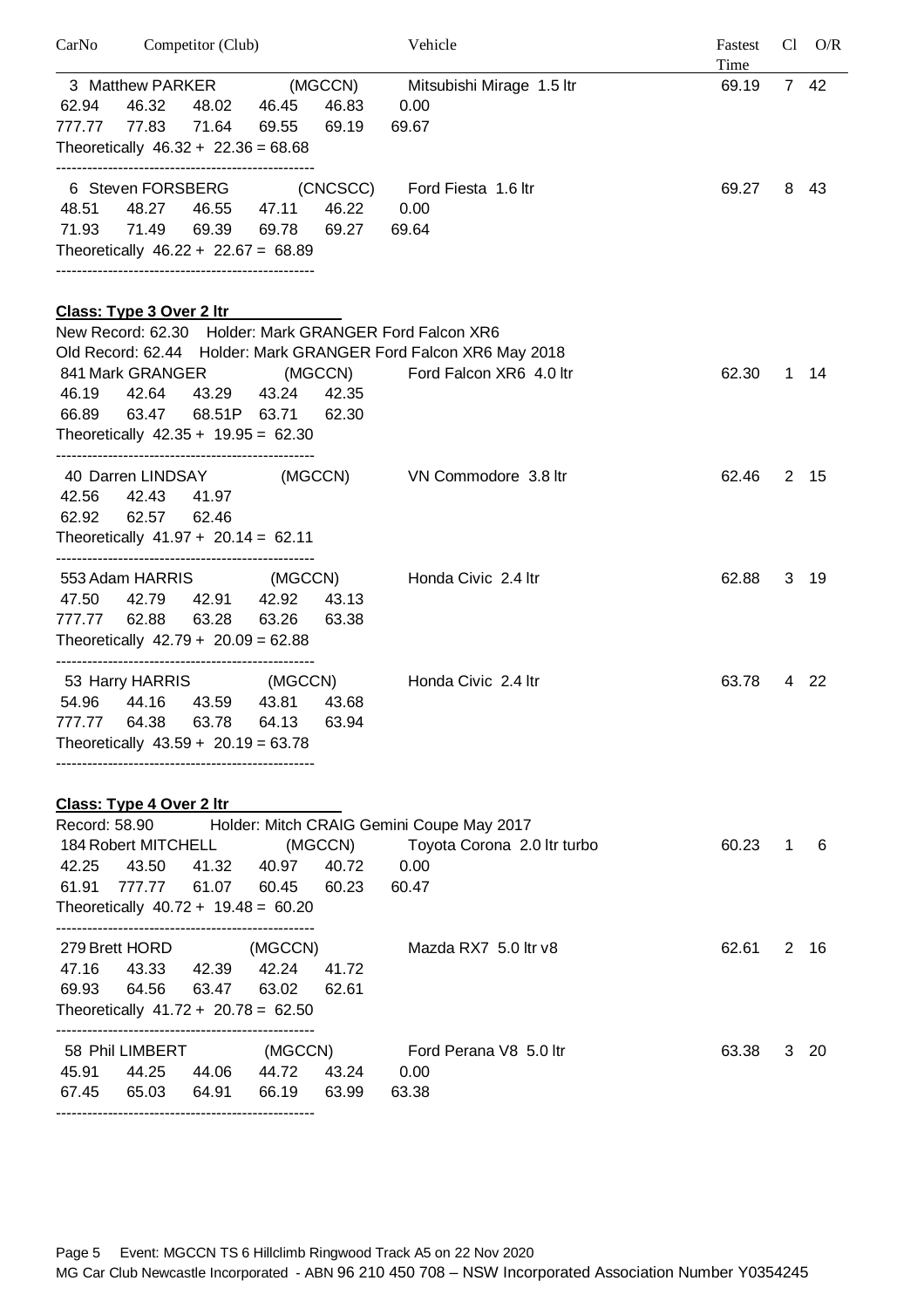| CarNo | Competitor (Club) | Vehicle | Fastest Time | Cl | O/R |
|---|---|---|---|---|---|

```
  3 Matthew PARKER          (MGCCN)     Mitsubishi Mirage 1.5 ltr        69.19   7  42
 62.94   46.32   48.02   46.45   46.83    0.00
777.77   77.83   71.64   69.55   69.19   69.67
Theoretically  46.32 +  22.36 = 68.68
--------------------------------------------------
  6 Steven FORSBERG         (CNCSCC)    Ford Fiesta 1.6 ltr              69.27   8  43
 48.51   48.27   46.55   47.11   46.22    0.00
 71.93   71.49   69.39   69.78   69.27   69.64
Theoretically  46.22 +  22.67 = 68.89
--------------------------------------------------
```

**Class: Type 3 Over 2 ltr**

New Record: 62.30 Holder: Mark GRANGER Ford Falcon XR6
Old Record: 62.44 Holder: Mark GRANGER Ford Falcon XR6 May 2018

```
841 Mark GRANGER            (MGCCN)     Ford Falcon XR6 4.0 ltr          62.30   1  14
 46.19   42.64   43.29   43.24   42.35
 66.89   63.47   68.51P  63.71   62.30
Theoretically  42.35 +  19.95 = 62.30
--------------------------------------------------
 40 Darren LINDSAY          (MGCCN)     VN Commodore 3.8 ltr             62.46   2  15
 42.56   42.43   41.97
 62.92   62.57   62.46
Theoretically  41.97 +  20.14 = 62.11
--------------------------------------------------
553 Adam HARRIS             (MGCCN)     Honda Civic 2.4 ltr              62.88   3  19
 47.50   42.79   42.91   42.92   43.13
777.77   62.88   63.28   63.26   63.38
Theoretically  42.79 +  20.09 = 62.88
--------------------------------------------------
 53 Harry HARRIS            (MGCCN)     Honda Civic 2.4 ltr              63.78   4  22
 54.96   44.16   43.59   43.81   43.68
777.77   64.38   63.78   64.13   63.94
Theoretically  43.59 +  20.19 = 63.78
--------------------------------------------------
```

**Class: Type 4 Over 2 ltr**

Record: 58.90 Holder: Mitch CRAIG Gemini Coupe May 2017

```
184 Robert MITCHELL         (MGCCN)     Toyota Corona 2.0 ltr turbo      60.23   1   6
 42.25   43.50   41.32   40.97   40.72    0.00
 61.91  777.77   61.07   60.45   60.23   60.47
Theoretically  40.72 +  19.48 = 60.20
--------------------------------------------------
279 Brett HORD              (MGCCN)     Mazda RX7 5.0 ltr v8             62.61   2  16
 47.16   43.33   42.39   42.24   41.72
 69.93   64.56   63.47   63.02   62.61
Theoretically  41.72 +  20.78 = 62.50
--------------------------------------------------
 58 Phil LIMBERT            (MGCCN)     Ford Perana V8 5.0 ltr           63.38   3  20
 45.91   44.25   44.06   44.72   43.24    0.00
 67.45   65.03   64.91   66.19   63.99   63.38
--------------------------------------------------
```

Page 5 Event: MGCCN TS 6 Hillclimb Ringwood Track A5 on 22 Nov 2020
MG Car Club Newcastle Incorporated - ABN 96 210 450 708 – NSW Incorporated Association Number Y0354245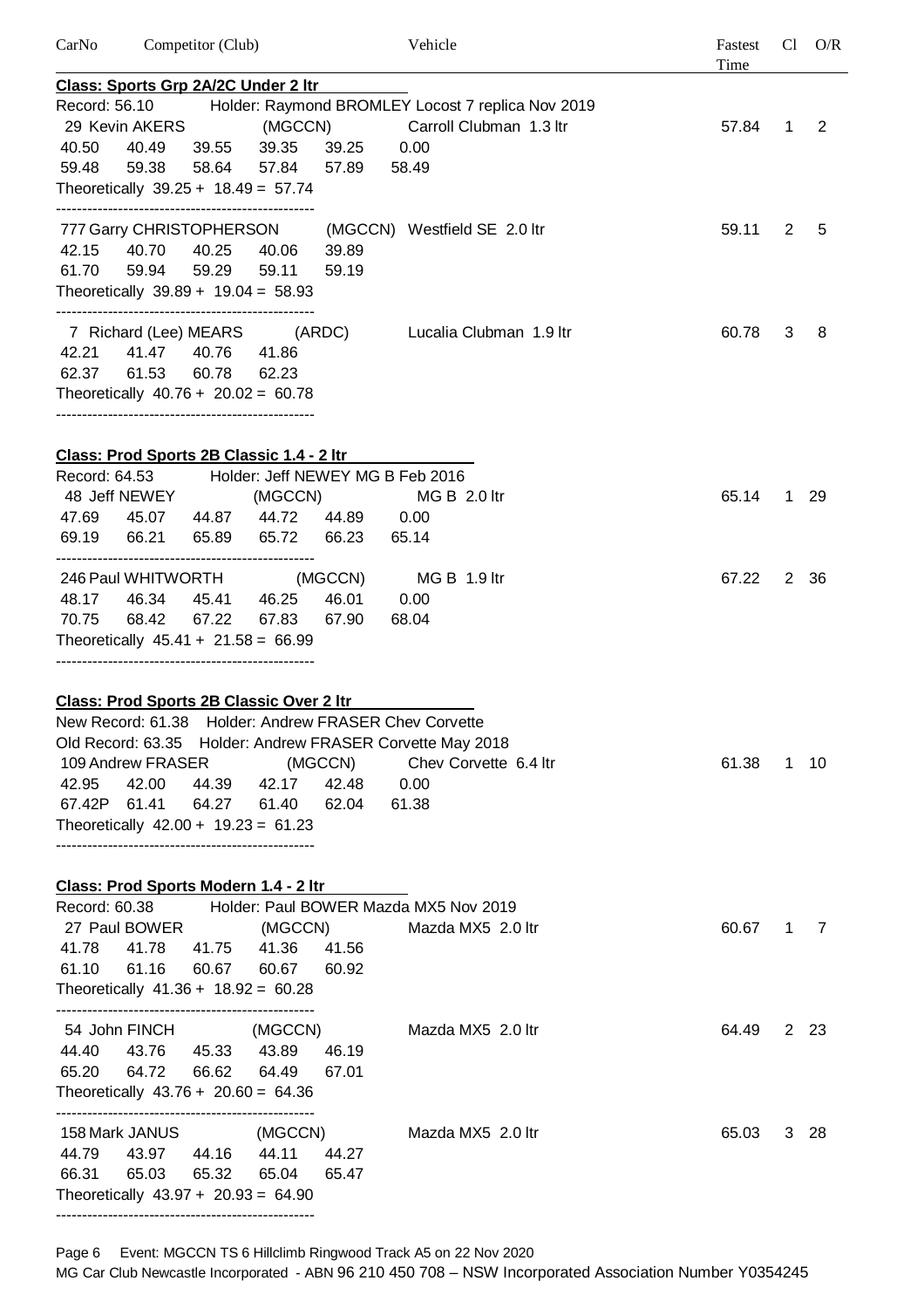| CarNo | Competitor (Club) | Vehicle | Fastest Time | Cl | O/R |
|---|---|---|---|---|---|

**Class: Sports Grp 2A/2C Under 2 ltr**

Record: 56.10 Holder: Raymond BROMLEY Locost 7 replica Nov 2019

| CarNo | Competitor (Club) | Vehicle | Fastest Time | Cl | O/R |
|---|---|---|---|---|---|
| 29 | Kevin AKERS (MGCCN) | Carroll Clubman 1.3 ltr | 57.84 | 1 | 2 |

40.50 40.49 39.55 39.35 39.25 0.00
59.48 59.38 58.64 57.84 57.89 58.49
Theoretically 39.25 + 18.49 = 57.74

| CarNo | Competitor (Club) | Vehicle | Fastest Time | Cl | O/R |
|---|---|---|---|---|---|
| 777 | Garry CHRISTOPHERSON (MGCCN) | Westfield SE 2.0 ltr | 59.11 | 2 | 5 |

42.15 40.70 40.25 40.06 39.89
61.70 59.94 59.29 59.11 59.19
Theoretically 39.89 + 19.04 = 58.93

| CarNo | Competitor (Club) | Vehicle | Fastest Time | Cl | O/R |
|---|---|---|---|---|---|
| 7 | Richard (Lee) MEARS (ARDC) | Lucalia Clubman 1.9 ltr | 60.78 | 3 | 8 |

42.21 41.47 40.76 41.86
62.37 61.53 60.78 62.23
Theoretically 40.76 + 20.02 = 60.78

**Class: Prod Sports 2B Classic 1.4 - 2 ltr**

Record: 64.53 Holder: Jeff NEWEY MG B Feb 2016

| CarNo | Competitor (Club) | Vehicle | Fastest Time | Cl | O/R |
|---|---|---|---|---|---|
| 48 | Jeff NEWEY (MGCCN) | MG B 2.0 ltr | 65.14 | 1 | 29 |

47.69 45.07 44.87 44.72 44.89 0.00
69.19 66.21 65.89 65.72 66.23 65.14

| CarNo | Competitor (Club) | Vehicle | Fastest Time | Cl | O/R |
|---|---|---|---|---|---|
| 246 | Paul WHITWORTH (MGCCN) | MG B 1.9 ltr | 67.22 | 2 | 36 |

48.17 46.34 45.41 46.25 46.01 0.00
70.75 68.42 67.22 67.83 67.90 68.04
Theoretically 45.41 + 21.58 = 66.99

**Class: Prod Sports 2B Classic Over 2 ltr**

New Record: 61.38 Holder: Andrew FRASER Chev Corvette
Old Record: 63.35 Holder: Andrew FRASER Corvette May 2018

| CarNo | Competitor (Club) | Vehicle | Fastest Time | Cl | O/R |
|---|---|---|---|---|---|
| 109 | Andrew FRASER (MGCCN) | Chev Corvette 6.4 ltr | 61.38 | 1 | 10 |

42.95 42.00 44.39 42.17 42.48 0.00
67.42P 61.41 64.27 61.40 62.04 61.38
Theoretically 42.00 + 19.23 = 61.23

**Class: Prod Sports Modern 1.4 - 2 ltr**

Record: 60.38 Holder: Paul BOWER Mazda MX5 Nov 2019

| CarNo | Competitor (Club) | Vehicle | Fastest Time | Cl | O/R |
|---|---|---|---|---|---|
| 27 | Paul BOWER (MGCCN) | Mazda MX5 2.0 ltr | 60.67 | 1 | 7 |

41.78 41.78 41.75 41.36 41.56
61.10 61.16 60.67 60.67 60.92
Theoretically 41.36 + 18.92 = 60.28

| CarNo | Competitor (Club) | Vehicle | Fastest Time | Cl | O/R |
|---|---|---|---|---|---|
| 54 | John FINCH (MGCCN) | Mazda MX5 2.0 ltr | 64.49 | 2 | 23 |

44.40 43.76 45.33 43.89 46.19
65.20 64.72 66.62 64.49 67.01
Theoretically 43.76 + 20.60 = 64.36

| CarNo | Competitor (Club) | Vehicle | Fastest Time | Cl | O/R |
|---|---|---|---|---|---|
| 158 | Mark JANUS (MGCCN) | Mazda MX5 2.0 ltr | 65.03 | 3 | 28 |

44.79 43.97 44.16 44.11 44.27
66.31 65.03 65.32 65.04 65.47
Theoretically 43.97 + 20.93 = 64.90

Event: MGCCN TS 6 Hillclimb Ringwood Track A5 on 22 Nov 2020
MG Car Club Newcastle Incorporated - ABN 96 210 450 708 – NSW Incorporated Association Number Y0354245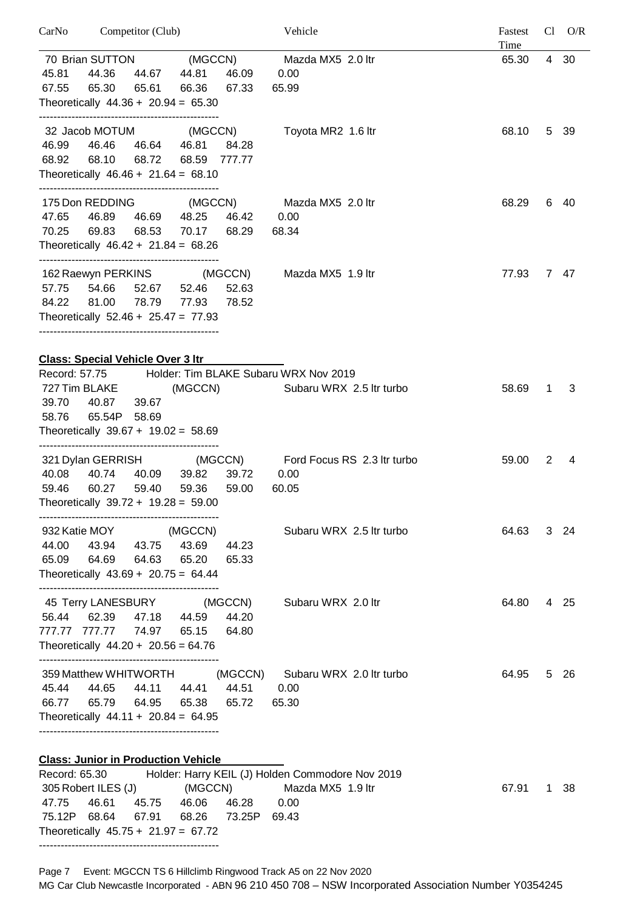| CarNo | Competitor (Club) | Vehicle | Fastest Time | Cl | O/R |
|---|---|---|---|---|---|
| 70 | Brian SUTTON (MGCCN) | Mazda MX5 2.0 ltr | 65.30 | 4 | 30 |

```
 45.81   44.36   44.67   44.81   46.09    0.00
 67.55   65.30   65.61   66.36   67.33   65.99
Theoretically  44.36 +  20.94 =  65.30
-------------------------------------------------
 32 Jacob MOTUM          (MGCCN)        Toyota MR2  1.6 ltr                 68.10   5  39
 46.99   46.46   46.64   46.81   84.28
 68.92   68.10   68.72   68.59  777.77
Theoretically  46.46 +  21.64 =  68.10
-------------------------------------------------
 175 Don REDDING         (MGCCN)        Mazda MX5  2.0 ltr                  68.29   6  40
 47.65   46.89   46.69   48.25   46.42    0.00
 70.25   69.83   68.53   70.17   68.29   68.34
Theoretically  46.42 +  21.84 =  68.26
-------------------------------------------------
 162 Raewyn PERKINS      (MGCCN)        Mazda MX5  1.9 ltr                  77.93   7  47
 57.75   54.66   52.67   52.46   52.63
 84.22   81.00   78.79   77.93   78.52
Theoretically  52.46 +  25.47 =  77.93
-------------------------------------------------
```

**Class: Special Vehicle Over 3 ltr**

Record: 57.75 Holder: Tim BLAKE Subaru WRX Nov 2019

```
 727 Tim BLAKE           (MGCCN)        Subaru WRX  2.5 ltr turbo           58.69   1   3
 39.70   40.87   39.67
 58.76   65.54P  58.69
Theoretically  39.67 +  19.02 =  58.69
-------------------------------------------------
 321 Dylan GERRISH       (MGCCN)        Ford Focus RS  2.3 ltr turbo        59.00   2   4
 40.08   40.74   40.09   39.82   39.72    0.00
 59.46   60.27   59.40   59.36   59.00   60.05
Theoretically  39.72 +  19.28 =  59.00
-------------------------------------------------
 932 Katie MOY           (MGCCN)        Subaru WRX  2.5 ltr turbo           64.63   3  24
 44.00   43.94   43.75   43.69   44.23
 65.09   64.69   64.63   65.20   65.33
Theoretically  43.69 +  20.75 =  64.44
-------------------------------------------------
 45 Terry LANESBURY      (MGCCN)        Subaru WRX  2.0 ltr                 64.80   4  25
 56.44   62.39   47.18   44.59   44.20
777.77  777.77   74.97   65.15   64.80
Theoretically  44.20 +  20.56 = 64.76
-------------------------------------------------
 359 Matthew WHITWORTH   (MGCCN)        Subaru WRX  2.0 ltr turbo           64.95   5  26
 45.44   44.65   44.11   44.41   44.51    0.00
 66.77   65.79   64.95   65.38   65.72   65.30
Theoretically  44.11 +  20.84 =  64.95
-------------------------------------------------
```

**Class: Junior in Production Vehicle**

Record: 65.30 Holder: Harry KEIL (J) Holden Commodore Nov 2019

```
 305 Robert ILES (J)     (MGCCN)        Mazda MX5  1.9 ltr                  67.91   1  38
 47.75   46.61   45.75   46.06   46.28    0.00
 75.12P  68.64   67.91   68.26   73.25P  69.43
Theoretically  45.75 +  21.97 =  67.72
-------------------------------------------------
```

Event: MGCCN TS 6 Hillclimb Ringwood Track A5 on 22 Nov 2020

MG Car Club Newcastle Incorporated - ABN 96 210 450 708 – NSW Incorporated Association Number Y0354245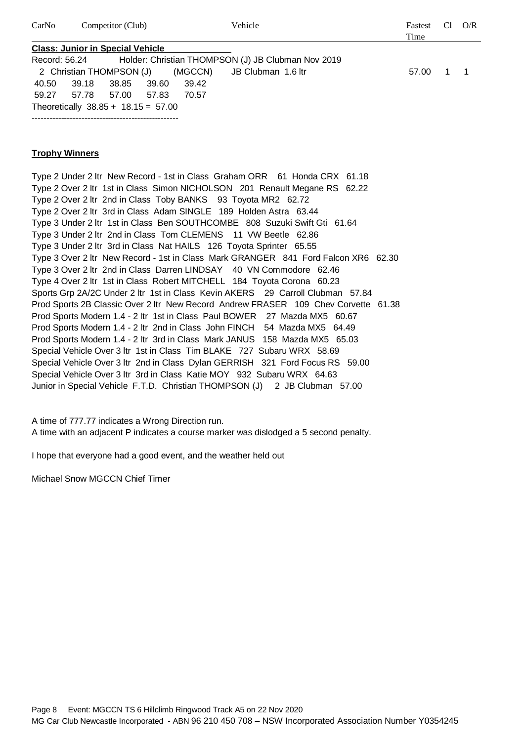| CarNo | Competitor (Club) | | Vehicle | Fastest Time | Cl | O/R |
|---|---|---|---|---|---|---|
| **Class: Junior in Special Vehicle** | | | | | | |
| Record: 56.24 | Holder: Christian THOMPSON (J) JB Clubman Nov 2019 | | | | | |
| 2 | Christian THOMPSON (J) | (MGCCN) | JB Clubman 1.6 ltr | 57.00 | 1 | 1 |

40.50 39.18 38.85 39.60 39.42

59.27 57.78 57.00 57.83 70.57

Theoretically 38.85 + 18.15 = 57.00

--------------------------------------------------

**Trophy Winners**

Type 2 Under 2 ltr New Record - 1st in Class Graham ORR 61 Honda CRX 61.18
Type 2 Over 2 ltr 1st in Class Simon NICHOLSON 201 Renault Megane RS 62.22
Type 2 Over 2 ltr 2nd in Class Toby BANKS 93 Toyota MR2 62.72
Type 2 Over 2 ltr 3rd in Class Adam SINGLE 189 Holden Astra 63.44
Type 3 Under 2 ltr 1st in Class Ben SOUTHCOMBE 808 Suzuki Swift Gti 61.64
Type 3 Under 2 ltr 2nd in Class Tom CLEMENS 11 VW Beetle 62.86
Type 3 Under 2 ltr 3rd in Class Nat HAILS 126 Toyota Sprinter 65.55
Type 3 Over 2 ltr New Record - 1st in Class Mark GRANGER 841 Ford Falcon XR6 62.30
Type 3 Over 2 ltr 2nd in Class Darren LINDSAY 40 VN Commodore 62.46
Type 4 Over 2 ltr 1st in Class Robert MITCHELL 184 Toyota Corona 60.23
Sports Grp 2A/2C Under 2 ltr 1st in Class Kevin AKERS 29 Carroll Clubman 57.84
Prod Sports 2B Classic Over 2 ltr New Record Andrew FRASER 109 Chev Corvette 61.38
Prod Sports Modern 1.4 - 2 ltr 1st in Class Paul BOWER 27 Mazda MX5 60.67
Prod Sports Modern 1.4 - 2 ltr 2nd in Class John FINCH 54 Mazda MX5 64.49
Prod Sports Modern 1.4 - 2 ltr 3rd in Class Mark JANUS 158 Mazda MX5 65.03
Special Vehicle Over 3 ltr 1st in Class Tim BLAKE 727 Subaru WRX 58.69
Special Vehicle Over 3 ltr 2nd in Class Dylan GERRISH 321 Ford Focus RS 59.00
Special Vehicle Over 3 ltr 3rd in Class Katie MOY 932 Subaru WRX 64.63
Junior in Special Vehicle F.T.D. Christian THOMPSON (J) 2 JB Clubman 57.00

A time of 777.77 indicates a Wrong Direction run.
A time with an adjacent P indicates a course marker was dislodged a 5 second penalty.

I hope that everyone had a good event, and the weather held out

Michael Snow MGCCN Chief Timer